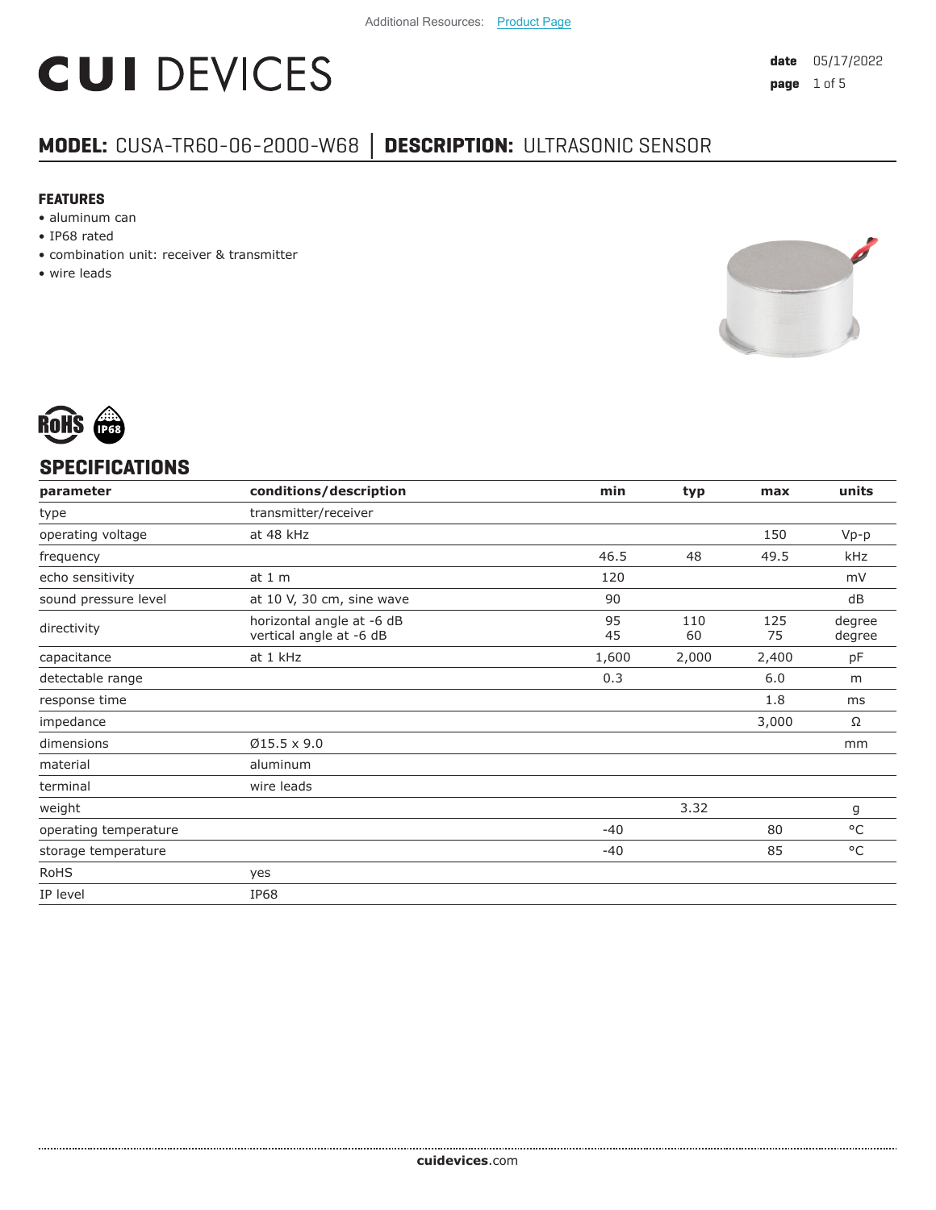Additional Resources: Product Page

# CUI DEVICES

date 05/17/2022

## MODEL: CUSA-TR60-06-2000-W68 │ DESCRIPTION: ULTRASONIC SENSOR

### FEATURES

- aluminum can
- IP68 rated
- combination unit: receiver & transmitter
- wire leads

## SPECIFICATIONS

| parameter | conditions/description | min | typ | max | units |
|---|---|---|---|---|---|
| type | transmitter/receiver | | | | |
| operating voltage | at 48 kHz | | | 150 | Vp-p |
| frequency | | 46.5 | 48 | 49.5 | kHz |
| echo sensitivity | at 1 m | 120 | | | mV |
| sound pressure level | at 10 V, 30 cm, sine wave | 90 | | | dB |
| directivity | horizontal angle at -6 dB<br>vertical angle at -6 dB | 95<br>45 | 110<br>60 | 125<br>75 | degree<br>degree |
| capacitance | at 1 kHz | 1,600 | 2,000 | 2,400 | pF |
| detectable range | | 0.3 | | 6.0 | m |
| response time | | | | 1.8 | ms |
| impedance | | | | 3,000 | Ω |
| dimensions | Ø15.5 x 9.0 | | | | mm |
| material | aluminum | | | | |
| terminal | wire leads | | | | |
| weight | | | 3.32 | | g |
| operating temperature | | -40 | | 80 | °C |
| storage temperature | | -40 | | 85 | °C |
| RoHS | yes | | | | |
| IP level | IP68 | | | | |

cuidevices.com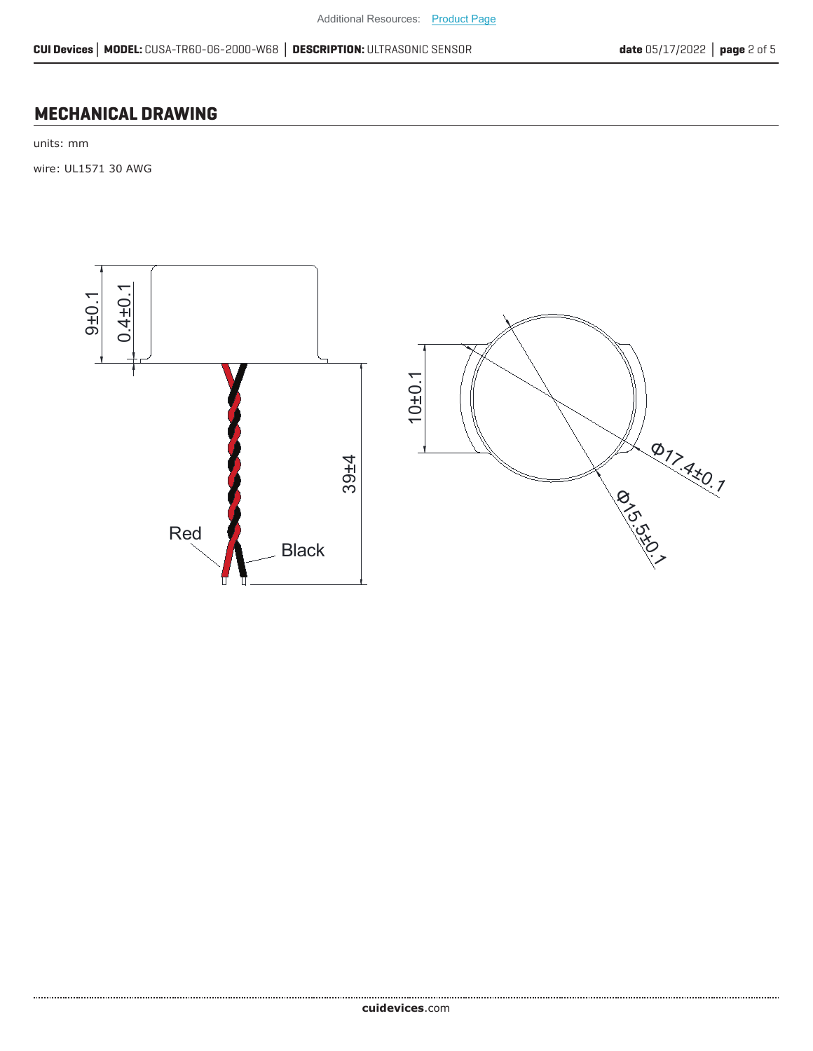## MECHANICAL DRAWING

units: mm

wire: UL1571 30 AWG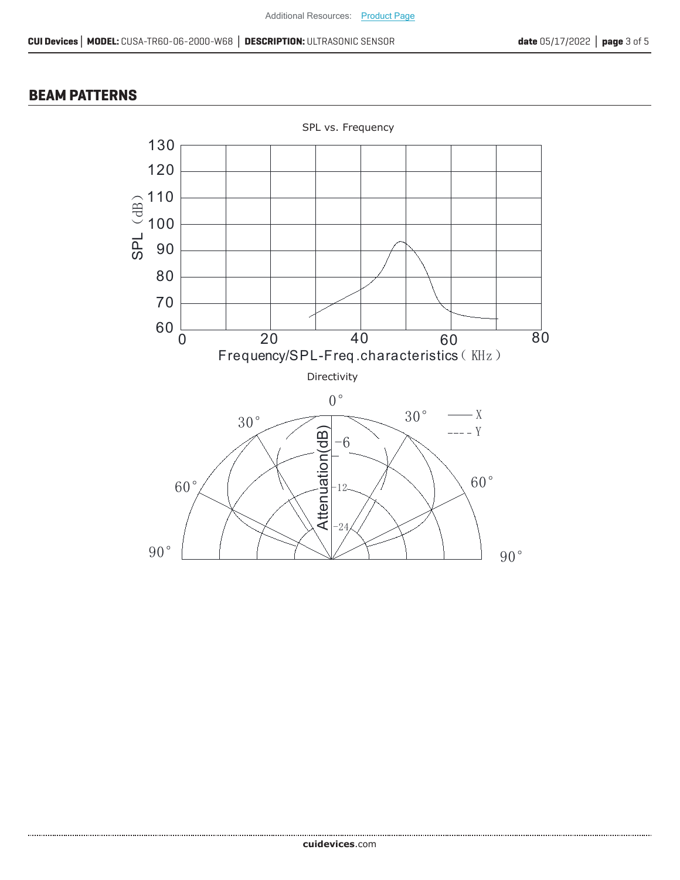## BEAM PATTERNS

SPL vs. Frequency

SPL (dB)

Frequency/SPL-Freq.characteristics (KHz)

Directivity

Attenuation(dB)

— X

- - - Y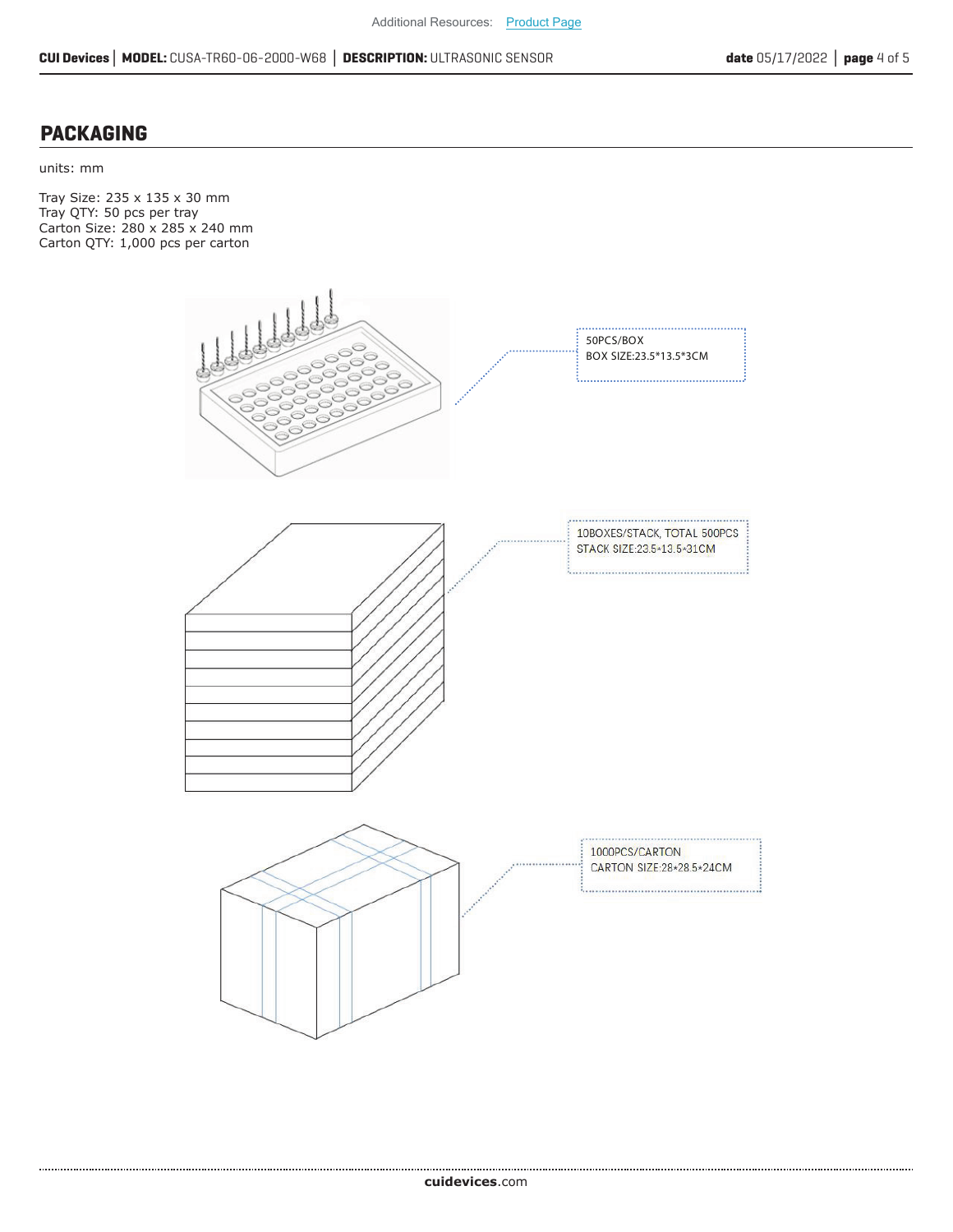## PACKAGING

units: mm

Tray Size: 235 x 135 x 30 mm
Tray QTY: 50 pcs per tray
Carton Size: 280 x 285 x 240 mm
Carton QTY: 1,000 pcs per carton

50PCS/BOX
BOX SIZE:23.5*13.5*3CM

10BOXES/STACK, TOTAL 500PCS
STACK SIZE:23.5*13.5*31CM

1000PCS/CARTON
CARTON SIZE:28*28.5*24CM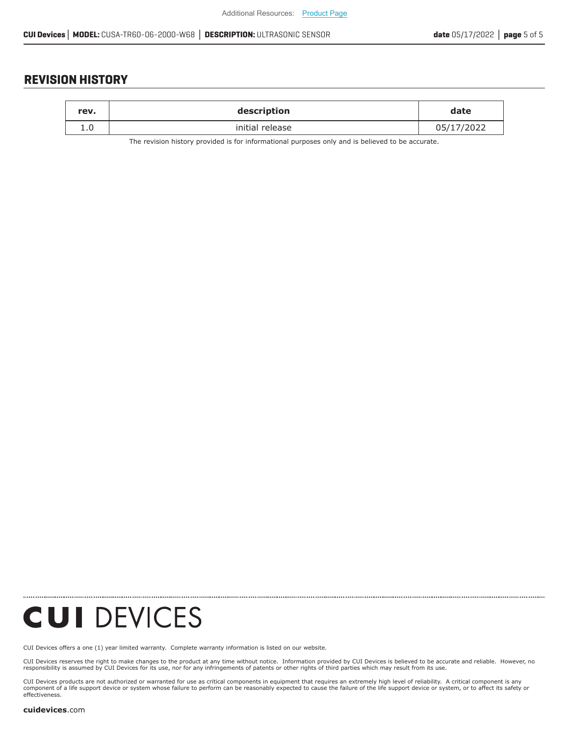## REVISION HISTORY

| rev. | description | date |
|---|---|---|
| 1.0 | initial release | 05/17/2022 |

The revision history provided is for informational purposes only and is believed to be accurate.

CUI DEVICES

CUI Devices offers a one (1) year limited warranty. Complete warranty information is listed on our website.

CUI Devices reserves the right to make changes to the product at any time without notice. Information provided by CUI Devices is believed to be accurate and reliable. However, no responsibility is assumed by CUI Devices for its use, nor for any infringements of patents or other rights of third parties which may result from its use.

CUI Devices products are not authorized or warranted for use as critical components in equipment that requires an extremely high level of reliability. A critical component is any component of a life support device or system whose failure to perform can be reasonably expected to cause the failure of the life support device or system, or to affect its safety or effectiveness.

**cuidevices**.com